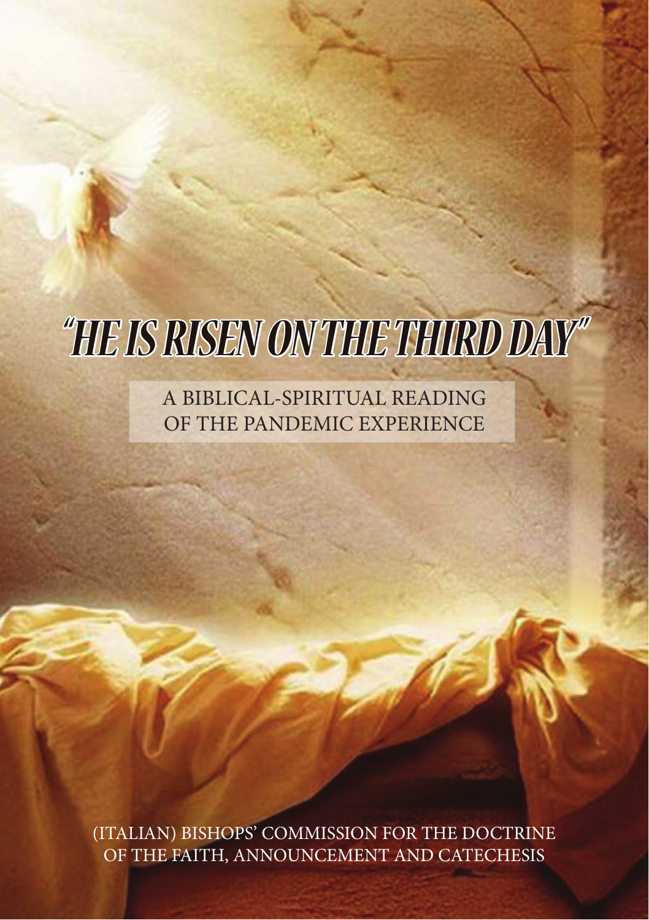# "HE IS RISEN ON THE THIRD DAY"

A BIBLICAL-SPIRITUAL READING
OF THE PANDEMIC EXPERIENCE

(ITALIAN) BISHOPS' COMMISSION FOR THE DOCTRINE
OF THE FAITH, ANNOUNCEMENT AND CATECHESIS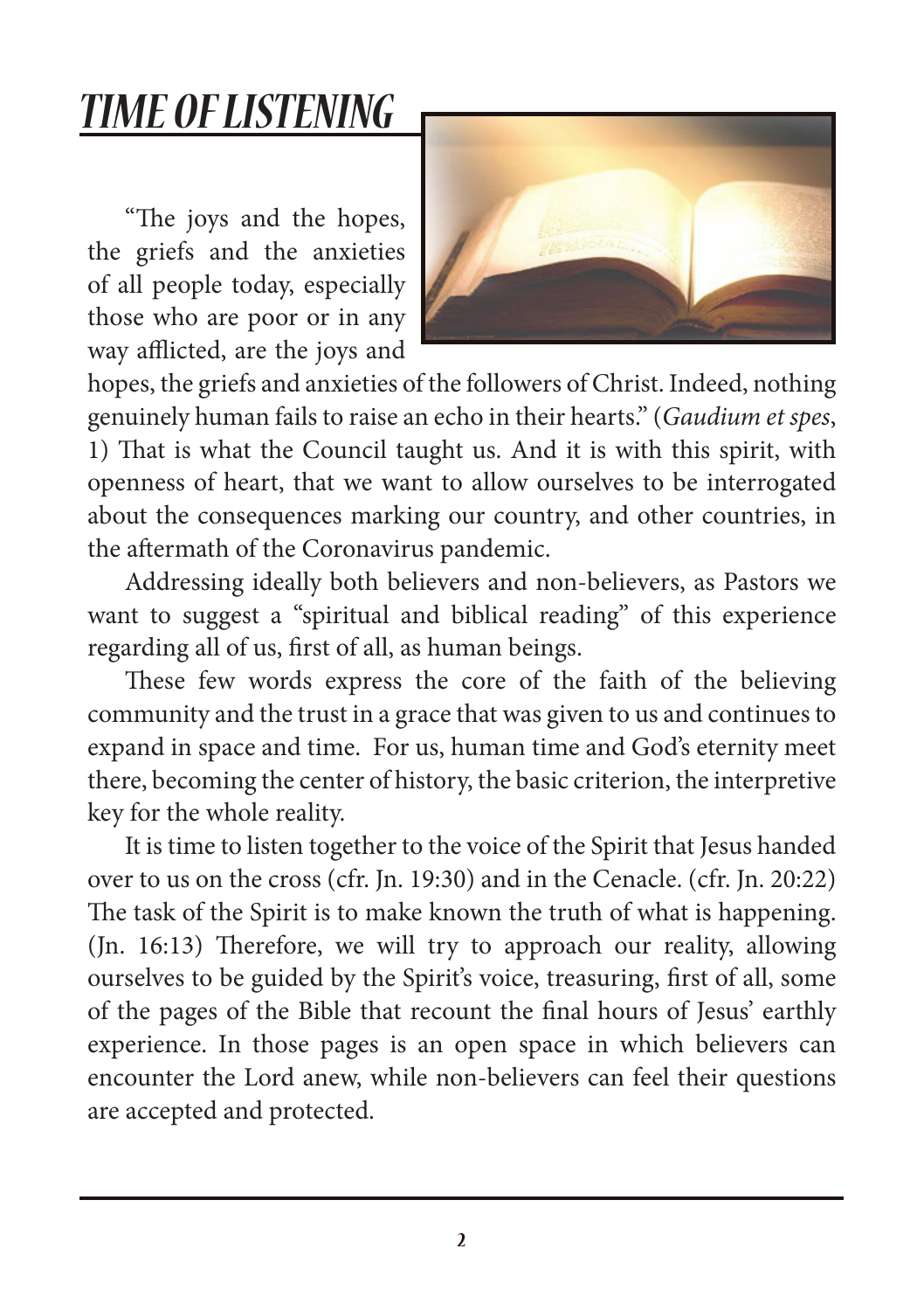# *TIME OF LISTENING*

"The joys and the hopes, the griefs and the anxieties of all people today, especially those who are poor or in any way afflicted, are the joys and hopes, the griefs and anxieties of the followers of Christ. Indeed, nothing genuinely human fails to raise an echo in their hearts." (*Gaudium et spes*, 1) That is what the Council taught us. And it is with this spirit, with openness of heart, that we want to allow ourselves to be interrogated about the consequences marking our country, and other countries, in the aftermath of the Coronavirus pandemic.

Addressing ideally both believers and non-believers, as Pastors we want to suggest a "spiritual and biblical reading" of this experience regarding all of us, first of all, as human beings.

These few words express the core of the faith of the believing community and the trust in a grace that was given to us and continues to expand in space and time. For us, human time and God's eternity meet there, becoming the center of history, the basic criterion, the interpretive key for the whole reality.

It is time to listen together to the voice of the Spirit that Jesus handed over to us on the cross (cfr. Jn. 19:30) and in the Cenacle. (cfr. Jn. 20:22) The task of the Spirit is to make known the truth of what is happening. (Jn. 16:13) Therefore, we will try to approach our reality, allowing ourselves to be guided by the Spirit's voice, treasuring, first of all, some of the pages of the Bible that recount the final hours of Jesus' earthly experience. In those pages is an open space in which believers can encounter the Lord anew, while non-believers can feel their questions are accepted and protected.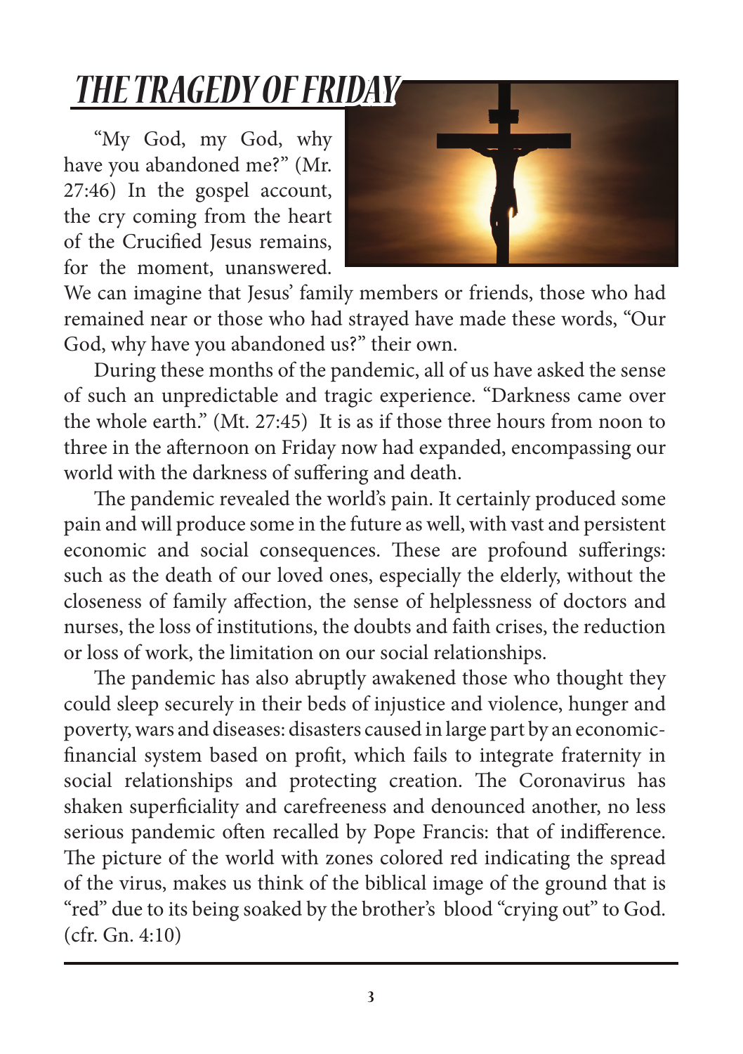# *THE TRAGEDY OF FRIDAY*

"My God, my God, why have you abandoned me?" (Mr. 27:46) In the gospel account, the cry coming from the heart of the Crucified Jesus remains, for the moment, unanswered. We can imagine that Jesus' family members or friends, those who had remained near or those who had strayed have made these words, "Our God, why have you abandoned us?" their own.

During these months of the pandemic, all of us have asked the sense of such an unpredictable and tragic experience. "Darkness came over the whole earth." (Mt. 27:45) It is as if those three hours from noon to three in the afternoon on Friday now had expanded, encompassing our world with the darkness of suffering and death.

The pandemic revealed the world's pain. It certainly produced some pain and will produce some in the future as well, with vast and persistent economic and social consequences. These are profound sufferings: such as the death of our loved ones, especially the elderly, without the closeness of family affection, the sense of helplessness of doctors and nurses, the loss of institutions, the doubts and faith crises, the reduction or loss of work, the limitation on our social relationships.

The pandemic has also abruptly awakened those who thought they could sleep securely in their beds of injustice and violence, hunger and poverty, wars and diseases: disasters caused in large part by an economic-financial system based on profit, which fails to integrate fraternity in social relationships and protecting creation. The Coronavirus has shaken superficiality and carefreeness and denounced another, no less serious pandemic often recalled by Pope Francis: that of indifference. The picture of the world with zones colored red indicating the spread of the virus, makes us think of the biblical image of the ground that is "red" due to its being soaked by the brother's blood "crying out" to God. (cfr. Gn. 4:10)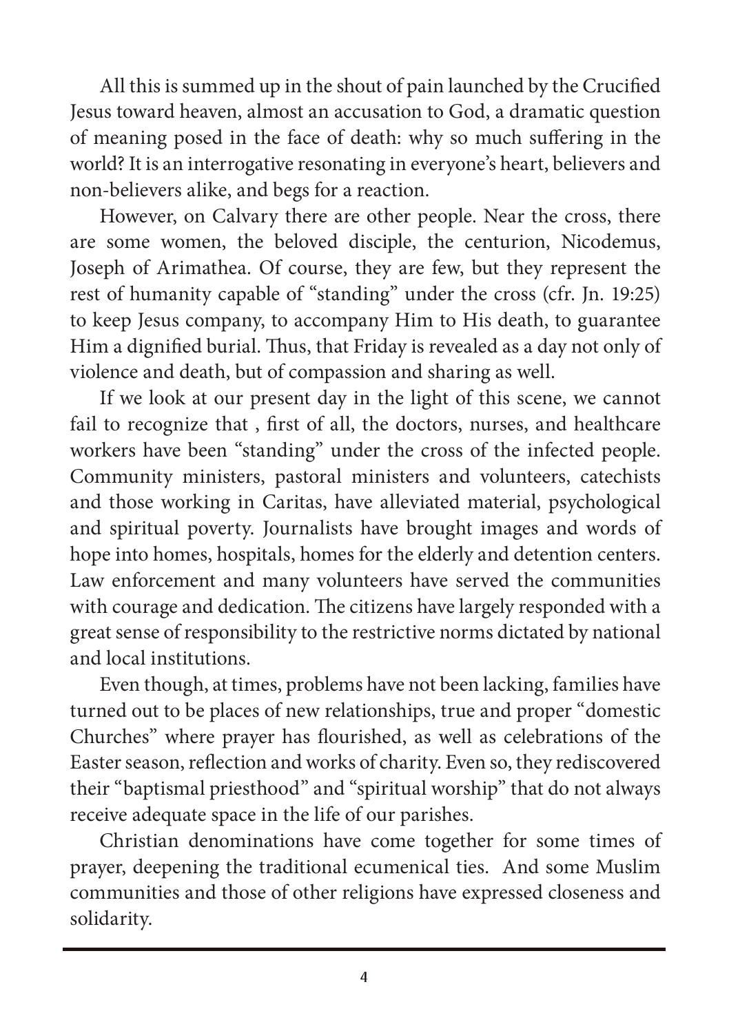All this is summed up in the shout of pain launched by the Crucified Jesus toward heaven, almost an accusation to God, a dramatic question of meaning posed in the face of death: why so much suffering in the world? It is an interrogative resonating in everyone's heart, believers and non-believers alike, and begs for a reaction.

However, on Calvary there are other people. Near the cross, there are some women, the beloved disciple, the centurion, Nicodemus, Joseph of Arimathea. Of course, they are few, but they represent the rest of humanity capable of "standing" under the cross (cfr. Jn. 19:25) to keep Jesus company, to accompany Him to His death, to guarantee Him a dignified burial. Thus, that Friday is revealed as a day not only of violence and death, but of compassion and sharing as well.

If we look at our present day in the light of this scene, we cannot fail to recognize that , first of all, the doctors, nurses, and healthcare workers have been "standing" under the cross of the infected people. Community ministers, pastoral ministers and volunteers, catechists and those working in Caritas, have alleviated material, psychological and spiritual poverty. Journalists have brought images and words of hope into homes, hospitals, homes for the elderly and detention centers. Law enforcement and many volunteers have served the communities with courage and dedication. The citizens have largely responded with a great sense of responsibility to the restrictive norms dictated by national and local institutions.

Even though, at times, problems have not been lacking, families have turned out to be places of new relationships, true and proper "domestic Churches" where prayer has flourished, as well as celebrations of the Easter season, reflection and works of charity. Even so, they rediscovered their "baptismal priesthood" and "spiritual worship" that do not always receive adequate space in the life of our parishes.

Christian denominations have come together for some times of prayer, deepening the traditional ecumenical ties. And some Muslim communities and those of other religions have expressed closeness and solidarity.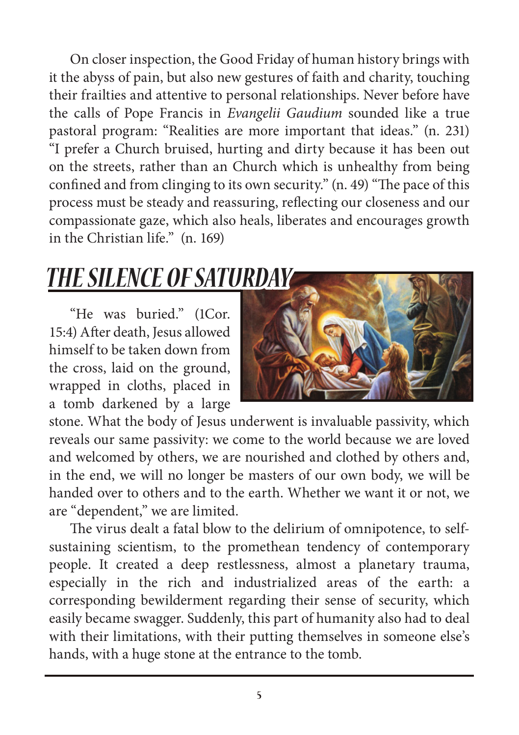On closer inspection, the Good Friday of human history brings with it the abyss of pain, but also new gestures of faith and charity, touching their frailties and attentive to personal relationships. Never before have the calls of Pope Francis in *Evangelii Gaudium* sounded like a true pastoral program: "Realities are more important that ideas." (n. 231) "I prefer a Church bruised, hurting and dirty because it has been out on the streets, rather than an Church which is unhealthy from being confined and from clinging to its own security." (n. 49) "The pace of this process must be steady and reassuring, reflecting our closeness and our compassionate gaze, which also heals, liberates and encourages growth in the Christian life." (n. 169)

## THE SILENCE OF SATURDAY

"He was buried." (1Cor. 15:4) After death, Jesus allowed himself to be taken down from the cross, laid on the ground, wrapped in cloths, placed in a tomb darkened by a large stone. What the body of Jesus underwent is invaluable passivity, which reveals our same passivity: we come to the world because we are loved and welcomed by others, we are nourished and clothed by others and, in the end, we will no longer be masters of our own body, we will be handed over to others and to the earth. Whether we want it or not, we are "dependent," we are limited.

The virus dealt a fatal blow to the delirium of omnipotence, to self-sustaining scientism, to the promethean tendency of contemporary people. It created a deep restlessness, almost a planetary trauma, especially in the rich and industrialized areas of the earth: a corresponding bewilderment regarding their sense of security, which easily became swagger. Suddenly, this part of humanity also had to deal with their limitations, with their putting themselves in someone else's hands, with a huge stone at the entrance to the tomb.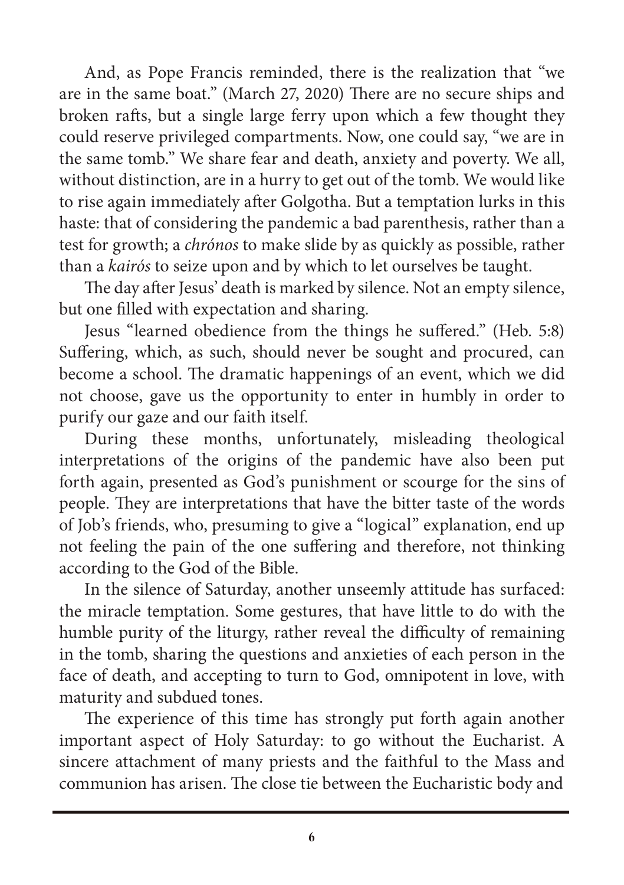And, as Pope Francis reminded, there is the realization that "we are in the same boat." (March 27, 2020) There are no secure ships and broken rafts, but a single large ferry upon which a few thought they could reserve privileged compartments. Now, one could say, "we are in the same tomb." We share fear and death, anxiety and poverty. We all, without distinction, are in a hurry to get out of the tomb. We would like to rise again immediately after Golgotha. But a temptation lurks in this haste: that of considering the pandemic a bad parenthesis, rather than a test for growth; a *chrónos* to make slide by as quickly as possible, rather than a *kairós* to seize upon and by which to let ourselves be taught.

The day after Jesus' death is marked by silence. Not an empty silence, but one filled with expectation and sharing.

Jesus "learned obedience from the things he suffered." (Heb. 5:8) Suffering, which, as such, should never be sought and procured, can become a school. The dramatic happenings of an event, which we did not choose, gave us the opportunity to enter in humbly in order to purify our gaze and our faith itself.

During these months, unfortunately, misleading theological interpretations of the origins of the pandemic have also been put forth again, presented as God's punishment or scourge for the sins of people. They are interpretations that have the bitter taste of the words of Job's friends, who, presuming to give a "logical" explanation, end up not feeling the pain of the one suffering and therefore, not thinking according to the God of the Bible.

In the silence of Saturday, another unseemly attitude has surfaced: the miracle temptation. Some gestures, that have little to do with the humble purity of the liturgy, rather reveal the difficulty of remaining in the tomb, sharing the questions and anxieties of each person in the face of death, and accepting to turn to God, omnipotent in love, with maturity and subdued tones.

The experience of this time has strongly put forth again another important aspect of Holy Saturday: to go without the Eucharist. A sincere attachment of many priests and the faithful to the Mass and communion has arisen. The close tie between the Eucharistic body and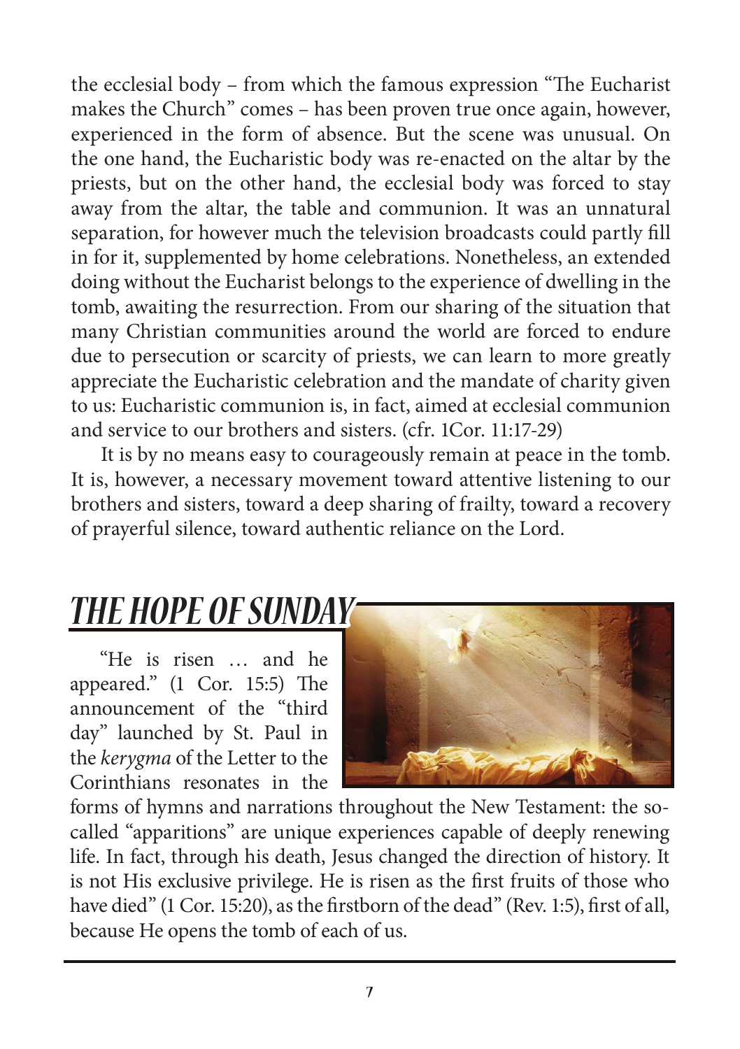the ecclesial body – from which the famous expression "The Eucharist makes the Church" comes – has been proven true once again, however, experienced in the form of absence. But the scene was unusual. On the one hand, the Eucharistic body was re-enacted on the altar by the priests, but on the other hand, the ecclesial body was forced to stay away from the altar, the table and communion. It was an unnatural separation, for however much the television broadcasts could partly fill in for it, supplemented by home celebrations. Nonetheless, an extended doing without the Eucharist belongs to the experience of dwelling in the tomb, awaiting the resurrection. From our sharing of the situation that many Christian communities around the world are forced to endure due to persecution or scarcity of priests, we can learn to more greatly appreciate the Eucharistic celebration and the mandate of charity given to us: Eucharistic communion is, in fact, aimed at ecclesial communion and service to our brothers and sisters. (cfr. 1Cor. 11:17-29)

It is by no means easy to courageously remain at peace in the tomb. It is, however, a necessary movement toward attentive listening to our brothers and sisters, toward a deep sharing of frailty, toward a recovery of prayerful silence, toward authentic reliance on the Lord.

## THE HOPE OF SUNDAY

"He is risen … and he appeared." (1 Cor. 15:5) The announcement of the "third day" launched by St. Paul in the *kerygma* of the Letter to the Corinthians resonates in the forms of hymns and narrations throughout the New Testament: the so-called "apparitions" are unique experiences capable of deeply renewing life. In fact, through his death, Jesus changed the direction of history. It is not His exclusive privilege. He is risen as the first fruits of those who have died" (1 Cor. 15:20), as the firstborn of the dead" (Rev. 1:5), first of all, because He opens the tomb of each of us.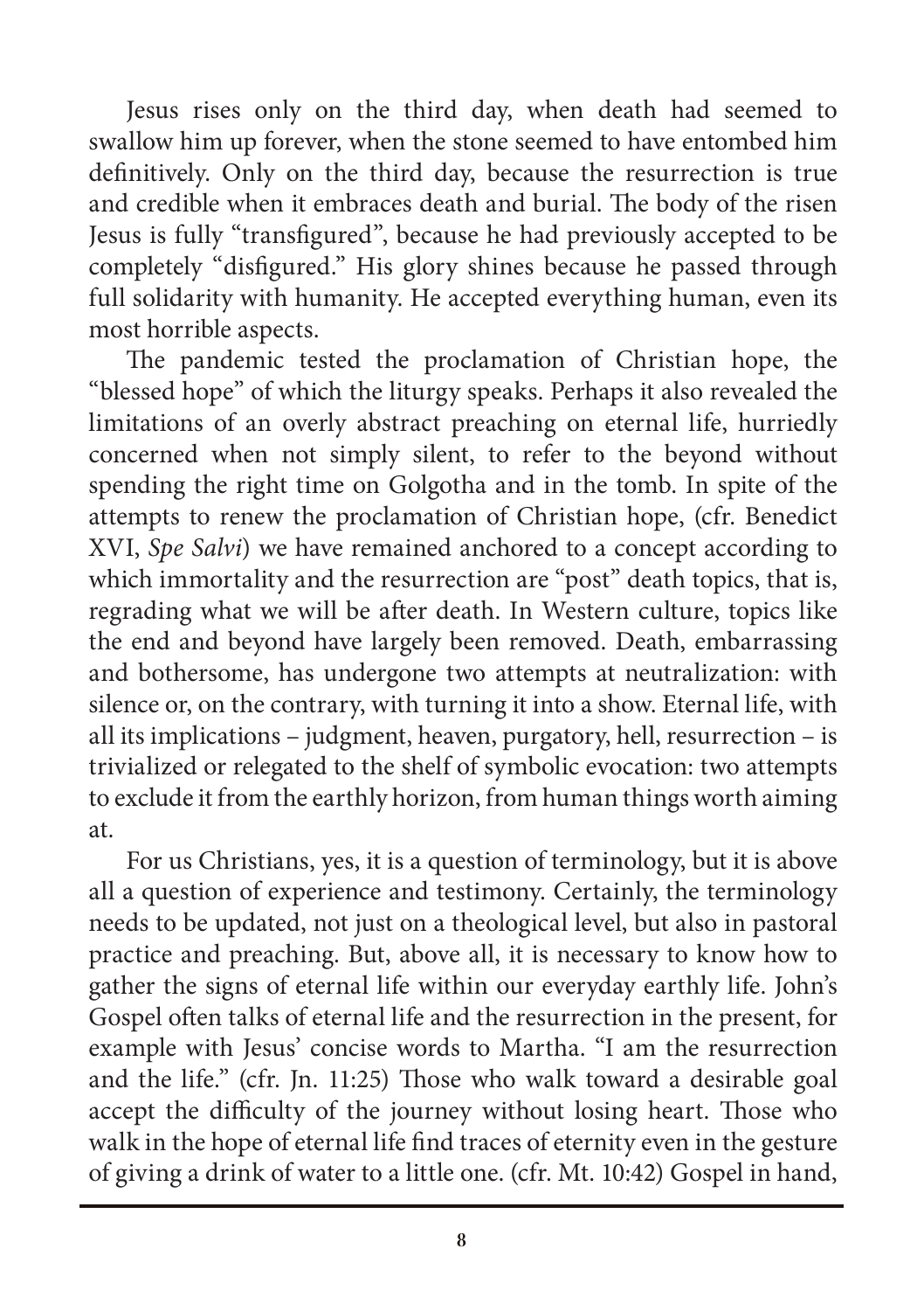Jesus rises only on the third day, when death had seemed to swallow him up forever, when the stone seemed to have entombed him definitively. Only on the third day, because the resurrection is true and credible when it embraces death and burial. The body of the risen Jesus is fully "transfigured", because he had previously accepted to be completely "disfigured." His glory shines because he passed through full solidarity with humanity. He accepted everything human, even its most horrible aspects.

The pandemic tested the proclamation of Christian hope, the "blessed hope" of which the liturgy speaks. Perhaps it also revealed the limitations of an overly abstract preaching on eternal life, hurriedly concerned when not simply silent, to refer to the beyond without spending the right time on Golgotha and in the tomb. In spite of the attempts to renew the proclamation of Christian hope, (cfr. Benedict XVI, *Spe Salvi*) we have remained anchored to a concept according to which immortality and the resurrection are "post" death topics, that is, regrading what we will be after death. In Western culture, topics like the end and beyond have largely been removed. Death, embarrassing and bothersome, has undergone two attempts at neutralization: with silence or, on the contrary, with turning it into a show. Eternal life, with all its implications – judgment, heaven, purgatory, hell, resurrection – is trivialized or relegated to the shelf of symbolic evocation: two attempts to exclude it from the earthly horizon, from human things worth aiming at.

For us Christians, yes, it is a question of terminology, but it is above all a question of experience and testimony. Certainly, the terminology needs to be updated, not just on a theological level, but also in pastoral practice and preaching. But, above all, it is necessary to know how to gather the signs of eternal life within our everyday earthly life. John's Gospel often talks of eternal life and the resurrection in the present, for example with Jesus' concise words to Martha. "I am the resurrection and the life." (cfr. Jn. 11:25) Those who walk toward a desirable goal accept the difficulty of the journey without losing heart. Those who walk in the hope of eternal life find traces of eternity even in the gesture of giving a drink of water to a little one. (cfr. Mt. 10:42) Gospel in hand,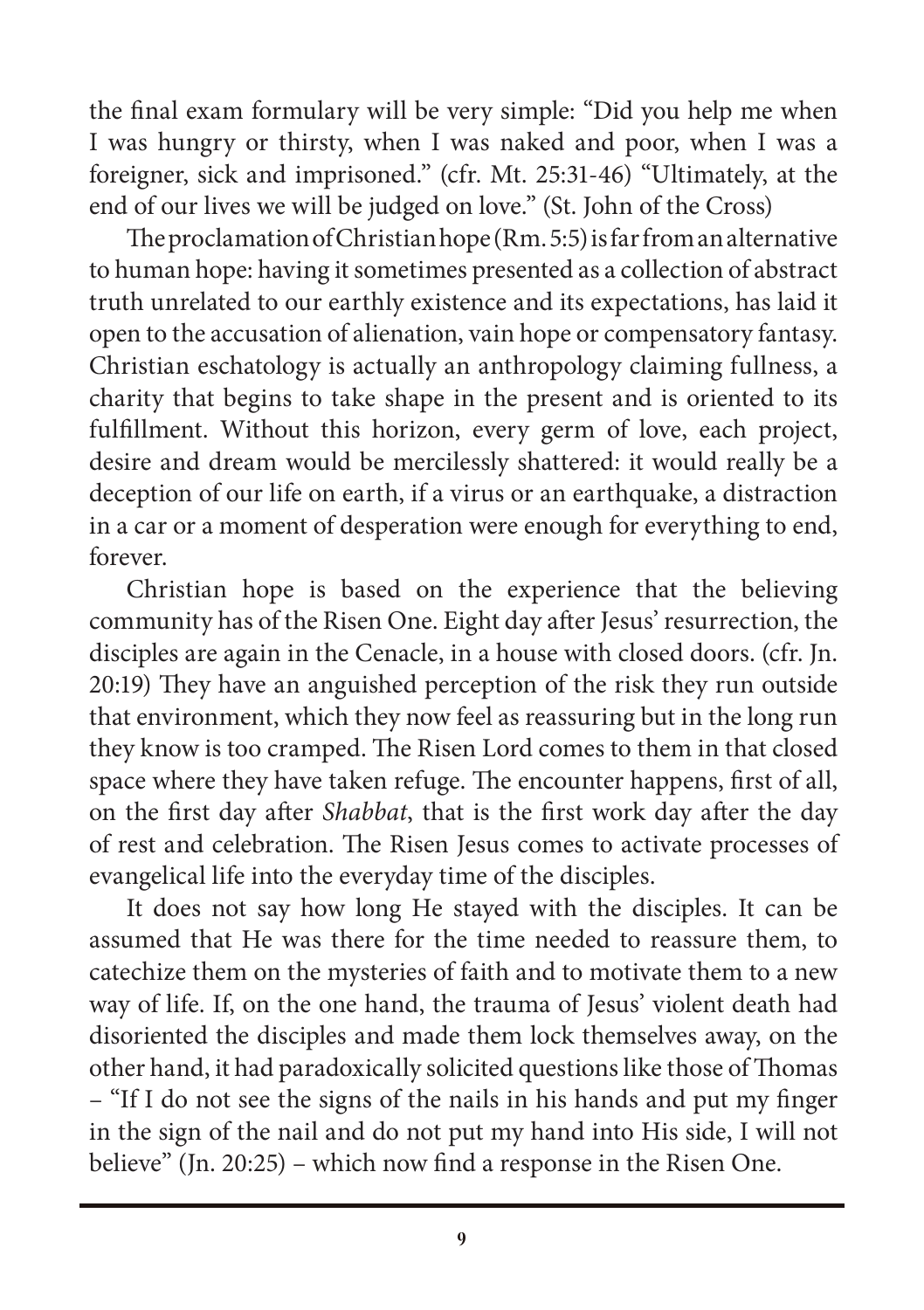the final exam formulary will be very simple: "Did you help me when I was hungry or thirsty, when I was naked and poor, when I was a foreigner, sick and imprisoned." (cfr. Mt. 25:31-46) "Ultimately, at the end of our lives we will be judged on love." (St. John of the Cross)

The proclamation of Christian hope (Rm. 5:5) is far from an alternative to human hope: having it sometimes presented as a collection of abstract truth unrelated to our earthly existence and its expectations, has laid it open to the accusation of alienation, vain hope or compensatory fantasy. Christian eschatology is actually an anthropology claiming fullness, a charity that begins to take shape in the present and is oriented to its fulfillment. Without this horizon, every germ of love, each project, desire and dream would be mercilessly shattered: it would really be a deception of our life on earth, if a virus or an earthquake, a distraction in a car or a moment of desperation were enough for everything to end, forever.

Christian hope is based on the experience that the believing community has of the Risen One. Eight day after Jesus' resurrection, the disciples are again in the Cenacle, in a house with closed doors. (cfr. Jn. 20:19) They have an anguished perception of the risk they run outside that environment, which they now feel as reassuring but in the long run they know is too cramped. The Risen Lord comes to them in that closed space where they have taken refuge. The encounter happens, first of all, on the first day after *Shabbat*, that is the first work day after the day of rest and celebration. The Risen Jesus comes to activate processes of evangelical life into the everyday time of the disciples.

It does not say how long He stayed with the disciples. It can be assumed that He was there for the time needed to reassure them, to catechize them on the mysteries of faith and to motivate them to a new way of life. If, on the one hand, the trauma of Jesus' violent death had disoriented the disciples and made them lock themselves away, on the other hand, it had paradoxically solicited questions like those of Thomas – "If I do not see the signs of the nails in his hands and put my finger in the sign of the nail and do not put my hand into His side, I will not believe" (Jn. 20:25) – which now find a response in the Risen One.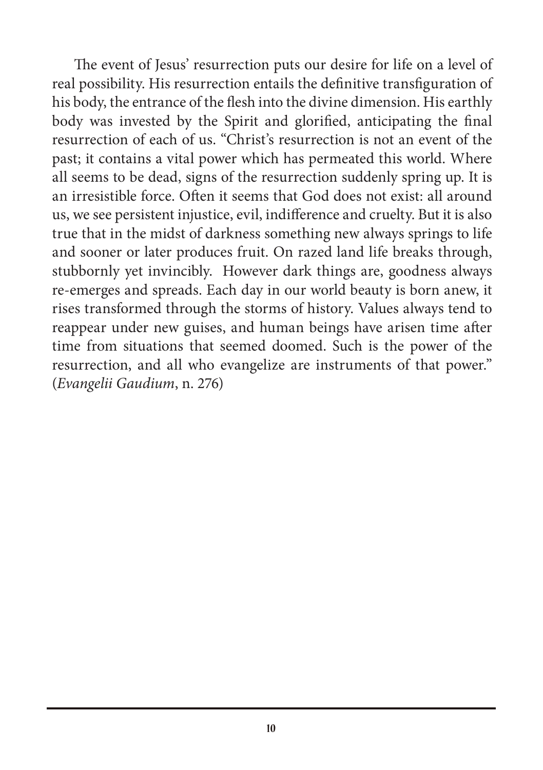The event of Jesus' resurrection puts our desire for life on a level of real possibility. His resurrection entails the definitive transfiguration of his body, the entrance of the flesh into the divine dimension. His earthly body was invested by the Spirit and glorified, anticipating the final resurrection of each of us. "Christ's resurrection is not an event of the past; it contains a vital power which has permeated this world. Where all seems to be dead, signs of the resurrection suddenly spring up. It is an irresistible force. Often it seems that God does not exist: all around us, we see persistent injustice, evil, indifference and cruelty. But it is also true that in the midst of darkness something new always springs to life and sooner or later produces fruit. On razed land life breaks through, stubbornly yet invincibly. However dark things are, goodness always re-emerges and spreads. Each day in our world beauty is born anew, it rises transformed through the storms of history. Values always tend to reappear under new guises, and human beings have arisen time after time from situations that seemed doomed. Such is the power of the resurrection, and all who evangelize are instruments of that power." (*Evangelii Gaudium*, n. 276)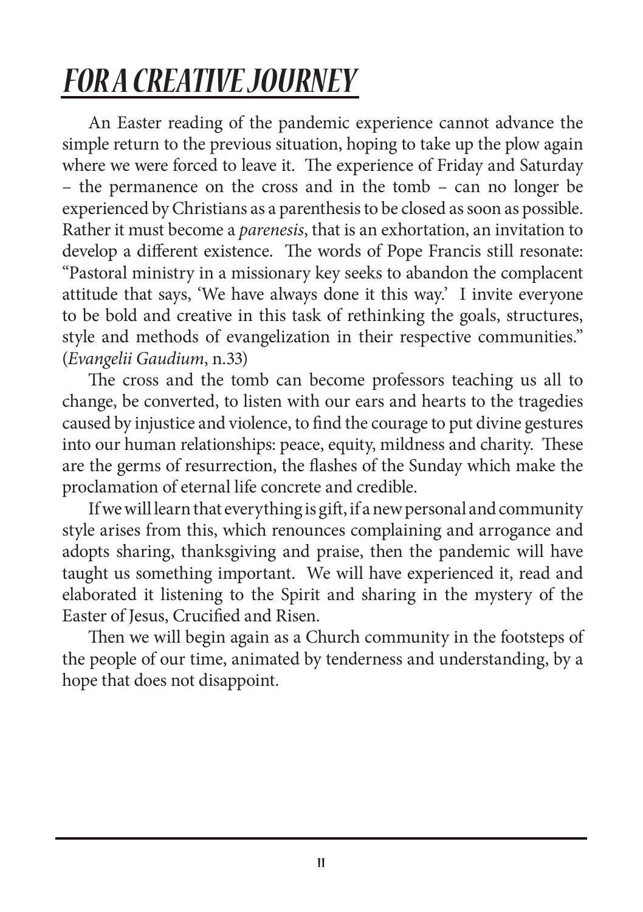# *FOR A CREATIVE JOURNEY*

An Easter reading of the pandemic experience cannot advance the simple return to the previous situation, hoping to take up the plow again where we were forced to leave it. The experience of Friday and Saturday – the permanence on the cross and in the tomb – can no longer be experienced by Christians as a parenthesis to be closed as soon as possible. Rather it must become a *parenesis*, that is an exhortation, an invitation to develop a different existence. The words of Pope Francis still resonate: "Pastoral ministry in a missionary key seeks to abandon the complacent attitude that says, 'We have always done it this way.' I invite everyone to be bold and creative in this task of rethinking the goals, structures, style and methods of evangelization in their respective communities." (*Evangelii Gaudium*, n.33)

The cross and the tomb can become professors teaching us all to change, be converted, to listen with our ears and hearts to the tragedies caused by injustice and violence, to find the courage to put divine gestures into our human relationships: peace, equity, mildness and charity. These are the germs of resurrection, the flashes of the Sunday which make the proclamation of eternal life concrete and credible.

If we will learn that everything is gift, if a new personal and community style arises from this, which renounces complaining and arrogance and adopts sharing, thanksgiving and praise, then the pandemic will have taught us something important. We will have experienced it, read and elaborated it listening to the Spirit and sharing in the mystery of the Easter of Jesus, Crucified and Risen.

Then we will begin again as a Church community in the footsteps of the people of our time, animated by tenderness and understanding, by a hope that does not disappoint.